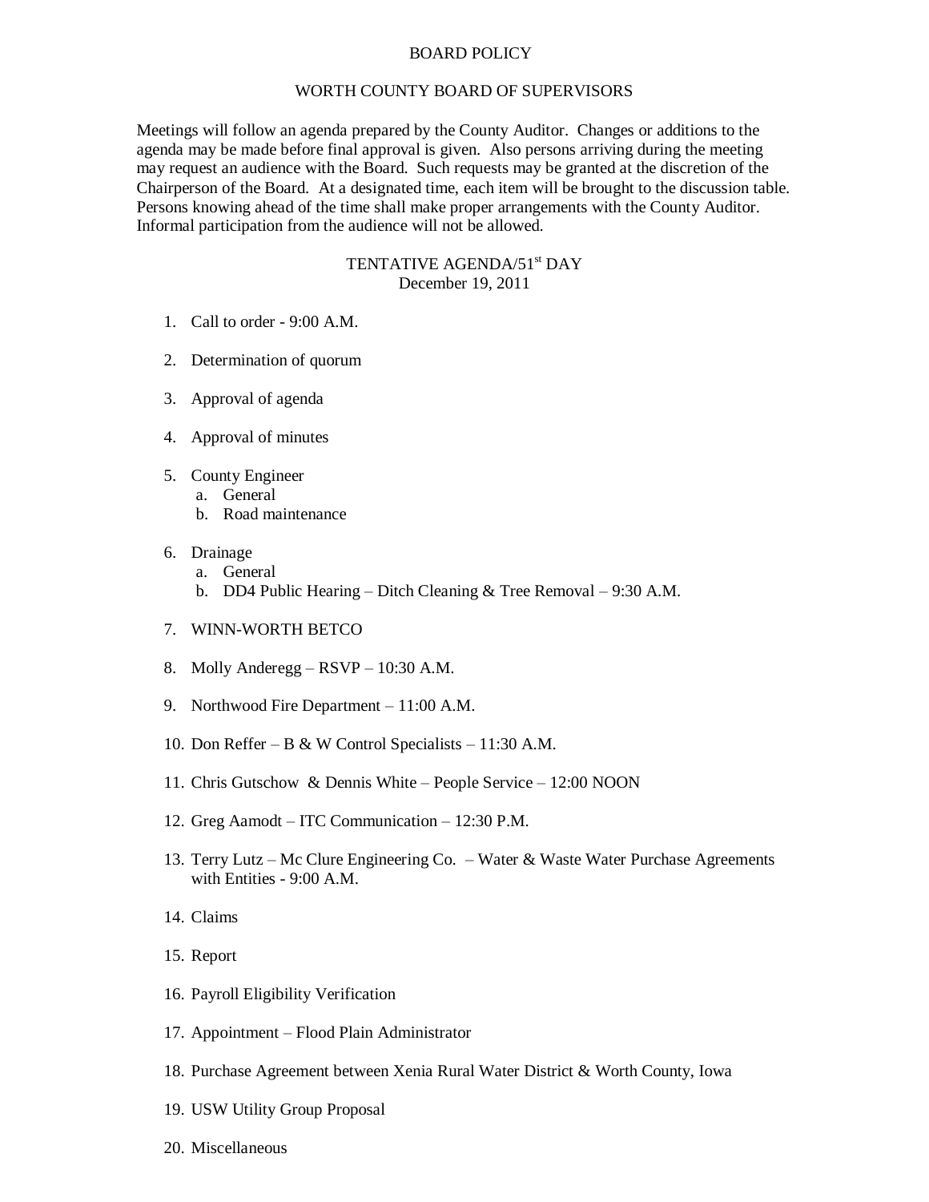# BOARD POLICY

## WORTH COUNTY BOARD OF SUPERVISORS

Meetings will follow an agenda prepared by the County Auditor. Changes or additions to the agenda may be made before final approval is given. Also persons arriving during the meeting may request an audience with the Board. Such requests may be granted at the discretion of the Chairperson of the Board. At a designated time, each item will be brought to the discussion table. Persons knowing ahead of the time shall make proper arrangements with the County Auditor. Informal participation from the audience will not be allowed.

## TENTATIVE AGENDA/51st DAY
December 19, 2011

1. Call to order - 9:00 A.M.

2. Determination of quorum

3. Approval of agenda

4. Approval of minutes

5. County Engineer
   a. General
   b. Road maintenance

6. Drainage
   a. General
   b. DD4 Public Hearing – Ditch Cleaning & Tree Removal – 9:30 A.M.

7. WINN-WORTH BETCO

8. Molly Anderegg – RSVP – 10:30 A.M.

9. Northwood Fire Department – 11:00 A.M.

10. Don Reffer – B & W Control Specialists – 11:30 A.M.

11. Chris Gutschow & Dennis White – People Service – 12:00 NOON

12. Greg Aamodt – ITC Communication – 12:30 P.M.

13. Terry Lutz – Mc Clure Engineering Co. – Water & Waste Water Purchase Agreements with Entities - 9:00 A.M.

14. Claims

15. Report

16. Payroll Eligibility Verification

17. Appointment – Flood Plain Administrator

18. Purchase Agreement between Xenia Rural Water District & Worth County, Iowa

19. USW Utility Group Proposal

20. Miscellaneous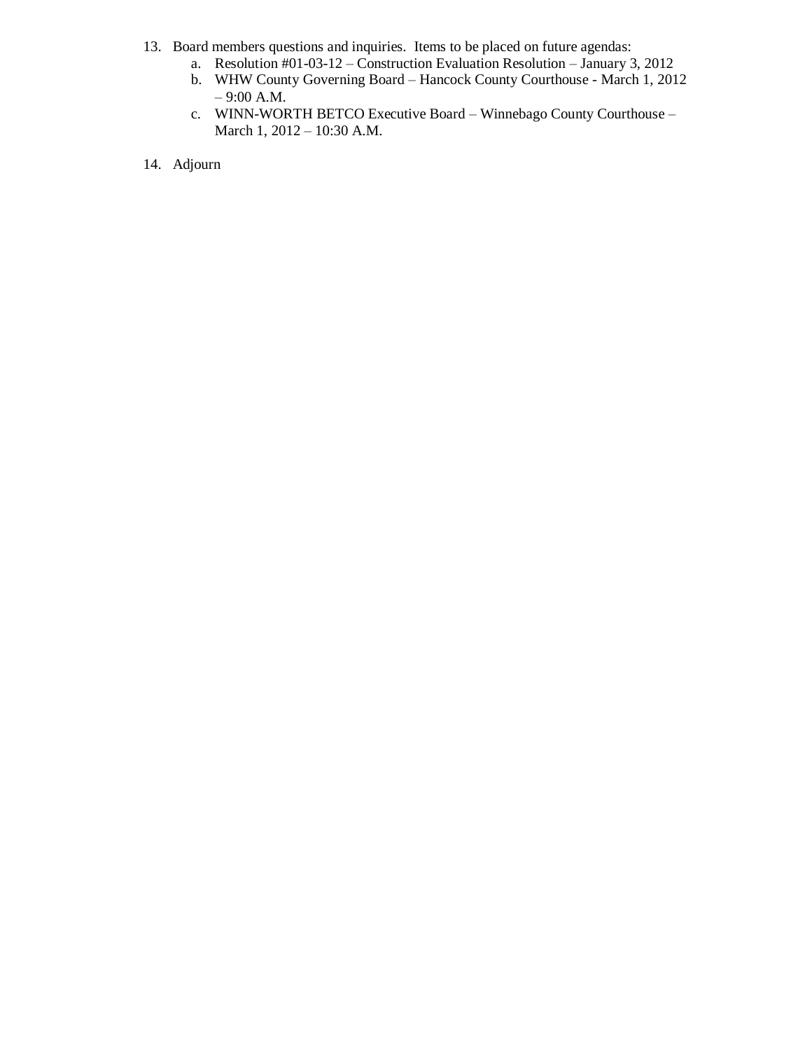13. Board members questions and inquiries. Items to be placed on future agendas:
    a. Resolution #01-03-12 – Construction Evaluation Resolution – January 3, 2012
    b. WHW County Governing Board – Hancock County Courthouse - March 1, 2012 – 9:00 A.M.
    c. WINN-WORTH BETCO Executive Board – Winnebago County Courthouse – March 1, 2012 – 10:30 A.M.

14. Adjourn